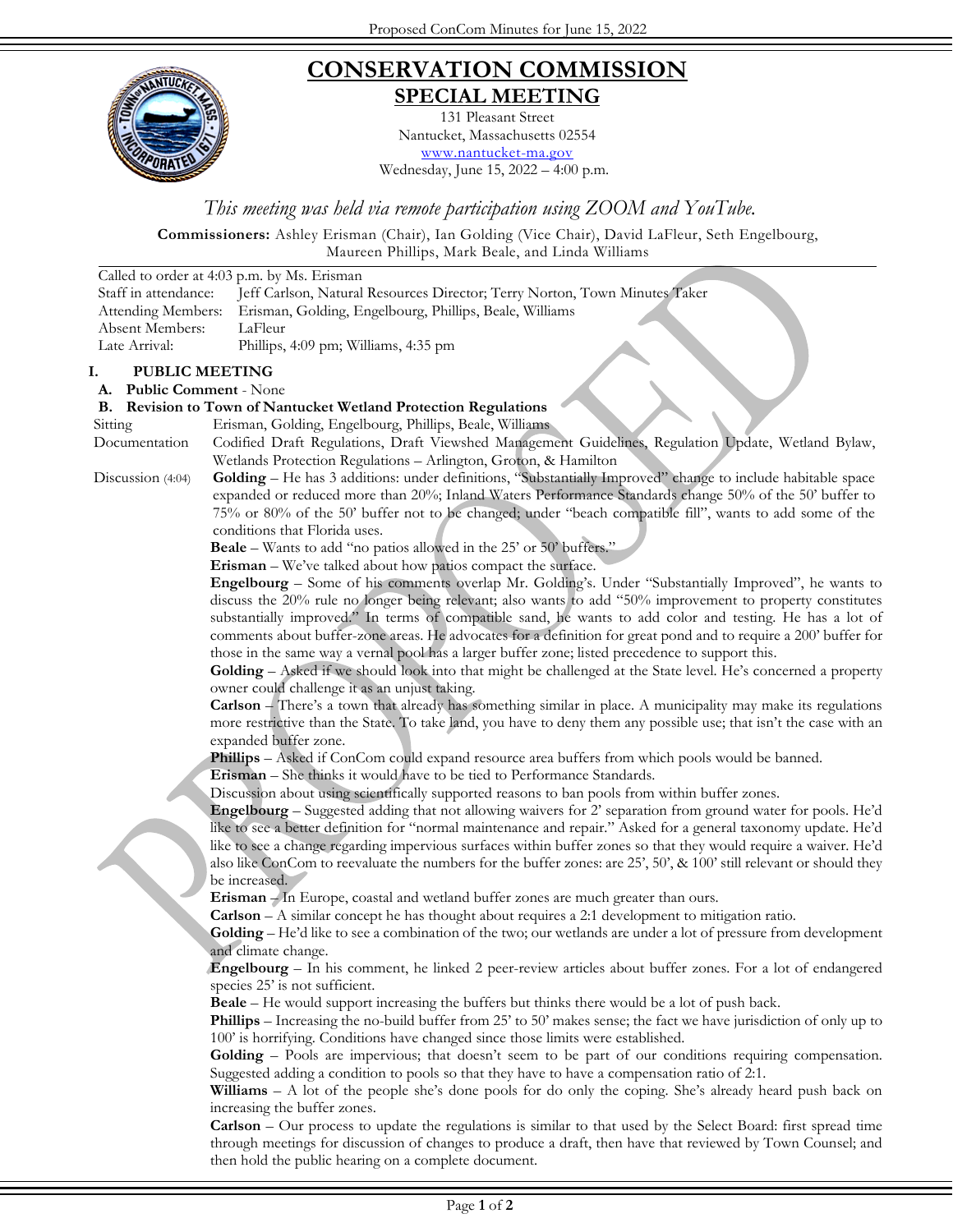# CONSERVATION COMMISSION

## SPECIAL MEETING

131 Pleasant Street
Nantucket, Massachusetts 02554
www.nantucket-ma.gov
Wednesday, June 15, 2022 – 4:00 p.m.

*This meeting was held via remote participation using ZOOM and YouTube.*

**Commissioners:** Ashley Erisman (Chair), Ian Golding (Vice Chair), David LaFleur, Seth Engelbourg, Maureen Phillips, Mark Beale, and Linda Williams

Called to order at 4:03 p.m. by Ms. Erisman

| | |
|---|---|
| Staff in attendance: | Jeff Carlson, Natural Resources Director; Terry Norton, Town Minutes Taker |
| Attending Members: | Erisman, Golding, Engelbourg, Phillips, Beale, Williams |
| Absent Members: | LaFleur |
| Late Arrival: | Phillips, 4:09 pm; Williams, 4:35 pm |

## I. PUBLIC MEETING

**A. Public Comment** - None

**B. Revision to Town of Nantucket Wetland Protection Regulations**

Sitting: Erisman, Golding, Engelbourg, Phillips, Beale, Williams

Documentation: Codified Draft Regulations, Draft Viewshed Management Guidelines, Regulation Update, Wetland Bylaw, Wetlands Protection Regulations – Arlington, Groton, & Hamilton

Discussion (4:04)

**Golding** – He has 3 additions: under definitions, "Substantially Improved" change to include habitable space expanded or reduced more than 20%; Inland Waters Performance Standards change 50% of the 50' buffer to 75% or 80% of the 50' buffer not to be changed; under "beach compatible fill", wants to add some of the conditions that Florida uses.

**Beale** – Wants to add "no patios allowed in the 25' or 50' buffers."

**Erisman** – We've talked about how patios compact the surface.

**Engelbourg** – Some of his comments overlap Mr. Golding's. Under "Substantially Improved", he wants to discuss the 20% rule no longer being relevant; also wants to add "50% improvement to property constitutes substantially improved." In terms of compatible sand, he wants to add color and testing. He has a lot of comments about buffer-zone areas. He advocates for a definition for great pond and to require a 200' buffer for those in the same way a vernal pool has a larger buffer zone; listed precedence to support this.

**Golding** – Asked if we should look into that might be challenged at the State level. He's concerned a property owner could challenge it as an unjust taking.

**Carlson** – There's a town that already has something similar in place. A municipality may make its regulations more restrictive than the State. To take land, you have to deny them any possible use; that isn't the case with an expanded buffer zone.

**Phillips** – Asked if ConCom could expand resource area buffers from which pools would be banned.

**Erisman** – She thinks it would have to be tied to Performance Standards.

Discussion about using scientifically supported reasons to ban pools from within buffer zones.

**Engelbourg** – Suggested adding that not allowing waivers for 2' separation from ground water for pools. He'd like to see a better definition for "normal maintenance and repair." Asked for a general taxonomy update. He'd like to see a change regarding impervious surfaces within buffer zones so that they would require a waiver. He'd also like ConCom to reevaluate the numbers for the buffer zones: are 25', 50', & 100' still relevant or should they be increased.

**Erisman** – In Europe, coastal and wetland buffer zones are much greater than ours.

**Carlson** – A similar concept he has thought about requires a 2:1 development to mitigation ratio.

**Golding** – He'd like to see a combination of the two; our wetlands are under a lot of pressure from development and climate change.

**Engelbourg** – In his comment, he linked 2 peer-review articles about buffer zones. For a lot of endangered species 25' is not sufficient.

**Beale** – He would support increasing the buffers but thinks there would be a lot of push back.

**Phillips** – Increasing the no-build buffer from 25' to 50' makes sense; the fact we have jurisdiction of only up to 100' is horrifying. Conditions have changed since those limits were established.

**Golding** – Pools are impervious; that doesn't seem to be part of our conditions requiring compensation. Suggested adding a condition to pools so that they have to have a compensation ratio of 2:1.

**Williams** – A lot of the people she's done pools for do only the coping. She's already heard push back on increasing the buffer zones.

**Carlson** – Our process to update the regulations is similar to that used by the Select Board: first spread time through meetings for discussion of changes to produce a draft, then have that reviewed by Town Counsel; and then hold the public hearing on a complete document.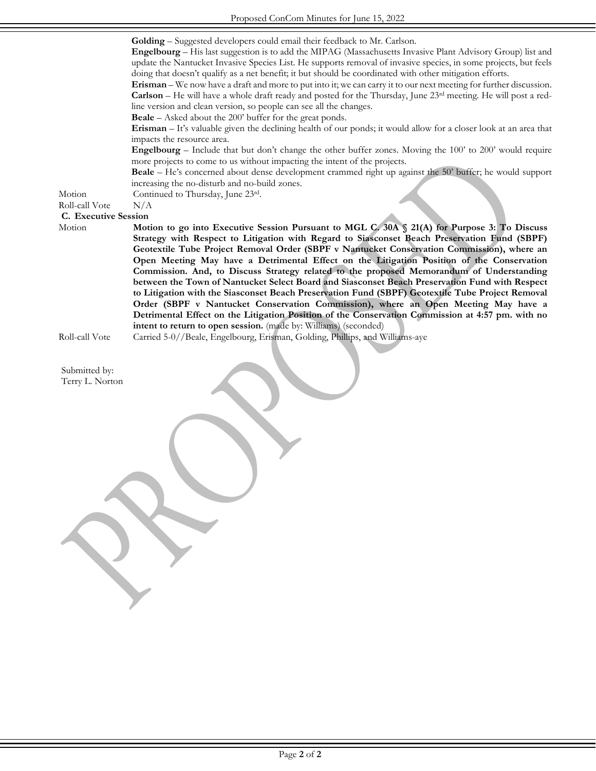**Golding** – Suggested developers could email their feedback to Mr. Carlson.

**Engelbourg** – His last suggestion is to add the MIPAG (Massachusetts Invasive Plant Advisory Group) list and update the Nantucket Invasive Species List. He supports removal of invasive species, in some projects, but feels doing that doesn't qualify as a net benefit; it but should be coordinated with other mitigation efforts.

**Erisman** – We now have a draft and more to put into it; we can carry it to our next meeting for further discussion.

**Carlson** – He will have a whole draft ready and posted for the Thursday, June 23rd meeting. He will post a red-line version and clean version, so people can see all the changes.

**Beale** – Asked about the 200' buffer for the great ponds.

**Erisman** – It's valuable given the declining health of our ponds; it would allow for a closer look at an area that impacts the resource area.

**Engelbourg** – Include that but don't change the other buffer zones. Moving the 100' to 200' would require more projects to come to us without impacting the intent of the projects.

**Beale** – He's concerned about dense development crammed right up against the 50' buffer; he would support increasing the no-disturb and no-build zones.

Motion: Continued to Thursday, June 23rd.

Roll-call Vote: N/A

**C. Executive Session**

Motion: **Motion to go into Executive Session Pursuant to MGL C. 30A § 21(A) for Purpose 3: To Discuss Strategy with Respect to Litigation with Regard to Siasconset Beach Preservation Fund (SBPF) Geotextile Tube Project Removal Order (SBPF v Nantucket Conservation Commission), where an Open Meeting May have a Detrimental Effect on the Litigation Position of the Conservation Commission. And, to Discuss Strategy related to the proposed Memorandum of Understanding between the Town of Nantucket Select Board and Siasconset Beach Preservation Fund with Respect to Litigation with the Siasconset Beach Preservation Fund (SBPF) Geotextile Tube Project Removal Order (SBPF v Nantucket Conservation Commission), where an Open Meeting May have a Detrimental Effect on the Litigation Position of the Conservation Commission at 4:57 pm. with no intent to return to open session.** (made by: Williams) (seconded)

Roll-call Vote: Carried 5-0//Beale, Engelbourg, Erisman, Golding, Phillips, and Williams-aye

Submitted by:
Terry L. Norton